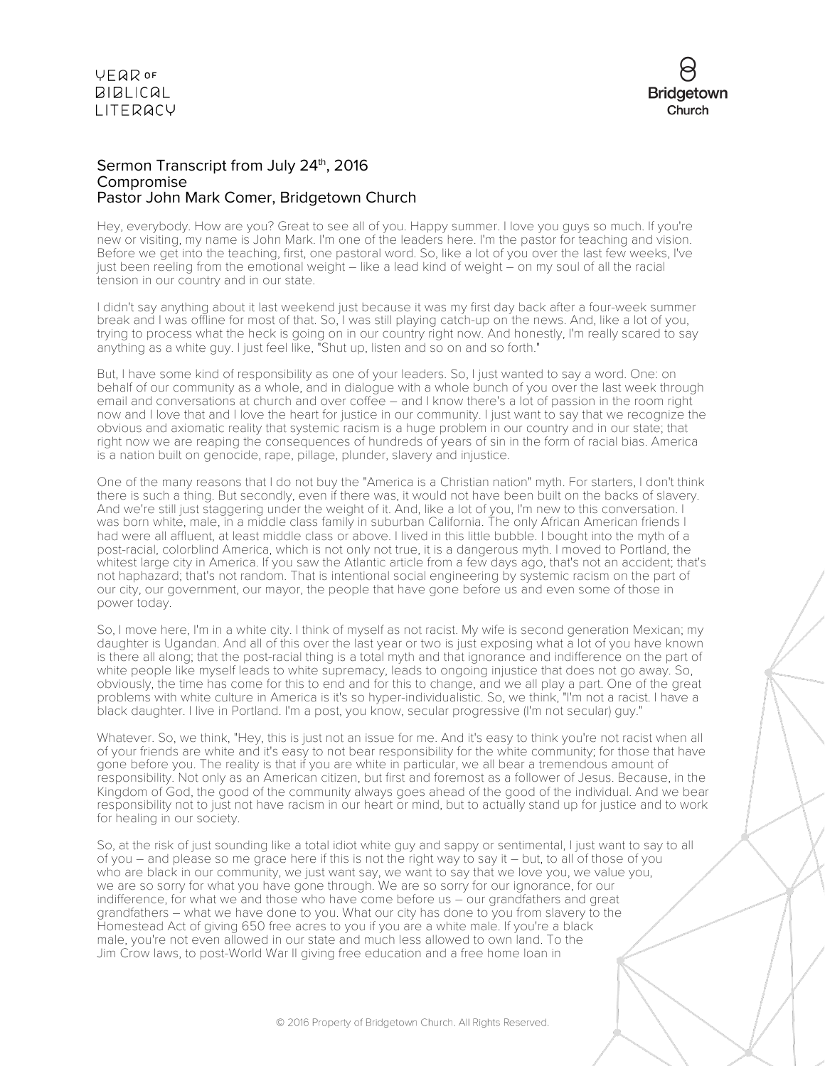## Sermon Transcript from July 24th, 2016
## Compromise
## Pastor John Mark Comer, Bridgetown Church

Hey, everybody. How are you? Great to see all of you. Happy summer. I love you guys so much. If you're new or visiting, my name is John Mark. I'm one of the leaders here. I'm the pastor for teaching and vision. Before we get into the teaching, first, one pastoral word. So, like a lot of you over the last few weeks, I've just been reeling from the emotional weight – like a lead kind of weight – on my soul of all the racial tension in our country and in our state.

I didn't say anything about it last weekend just because it was my first day back after a four-week summer break and I was offline for most of that. So, I was still playing catch-up on the news. And, like a lot of you, trying to process what the heck is going on in our country right now. And honestly, I'm really scared to say anything as a white guy. I just feel like, "Shut up, listen and so on and so forth."

But, I have some kind of responsibility as one of your leaders. So, I just wanted to say a word. One: on behalf of our community as a whole, and in dialogue with a whole bunch of you over the last week through email and conversations at church and over coffee – and I know there's a lot of passion in the room right now and I love that and I love the heart for justice in our community. I just want to say that we recognize the obvious and axiomatic reality that systemic racism is a huge problem in our country and in our state; that right now we are reaping the consequences of hundreds of years of sin in the form of racial bias. America is a nation built on genocide, rape, pillage, plunder, slavery and injustice.

One of the many reasons that I do not buy the "America is a Christian nation" myth. For starters, I don't think there is such a thing. But secondly, even if there was, it would not have been built on the backs of slavery. And we're still just staggering under the weight of it. And, like a lot of you, I'm new to this conversation. I was born white, male, in a middle class family in suburban California. The only African American friends I had were all affluent, at least middle class or above. I lived in this little bubble. I bought into the myth of a post-racial, colorblind America, which is not only not true, it is a dangerous myth. I moved to Portland, the whitest large city in America. If you saw the Atlantic article from a few days ago, that's not an accident; that's not haphazard; that's not random. That is intentional social engineering by systemic racism on the part of our city, our government, our mayor, the people that have gone before us and even some of those in power today.

So, I move here, I'm in a white city. I think of myself as not racist. My wife is second generation Mexican; my daughter is Ugandan. And all of this over the last year or two is just exposing what a lot of you have known is there all along; that the post-racial thing is a total myth and that ignorance and indifference on the part of white people like myself leads to white supremacy, leads to ongoing injustice that does not go away. So, obviously, the time has come for this to end and for this to change, and we all play a part. One of the great problems with white culture in America is it's so hyper-individualistic. So, we think, "I'm not a racist. I have a black daughter. I live in Portland. I'm a post, you know, secular progressive (I'm not secular) guy."

Whatever. So, we think, "Hey, this is just not an issue for me. And it's easy to think you're not racist when all of your friends are white and it's easy to not bear responsibility for the white community; for those that have gone before you. The reality is that if you are white in particular, we all bear a tremendous amount of responsibility. Not only as an American citizen, but first and foremost as a follower of Jesus. Because, in the Kingdom of God, the good of the community always goes ahead of the good of the individual. And we bear responsibility not to just not have racism in our heart or mind, but to actually stand up for justice and to work for healing in our society.

So, at the risk of just sounding like a total idiot white guy and sappy or sentimental, I just want to say to all of you – and please so me grace here if this is not the right way to say it – but, to all of those of you who are black in our community, we just want say, we want to say that we love you, we value you, we are so sorry for what you have gone through. We are so sorry for our ignorance, for our indifference, for what we and those who have come before us – our grandfathers and great grandfathers – what we have done to you. What our city has done to you from slavery to the Homestead Act of giving 650 free acres to you if you are a white male. If you're a black male, you're not even allowed in our state and much less allowed to own land. To the Jim Crow laws, to post-World War II giving free education and a free home loan in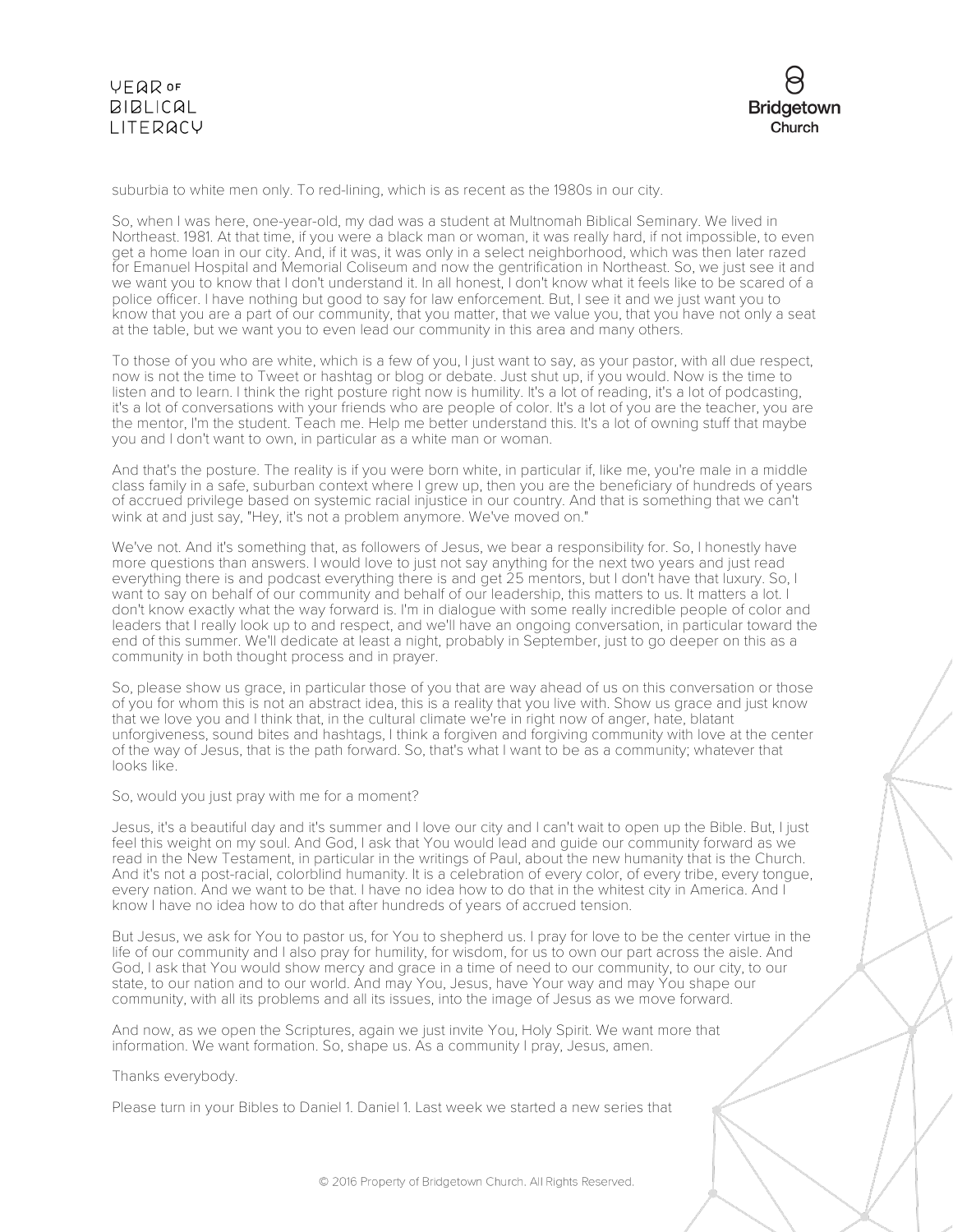suburbia to white men only. To red-lining, which is as recent as the 1980s in our city.

So, when I was here, one-year-old, my dad was a student at Multnomah Biblical Seminary. We lived in Northeast. 1981. At that time, if you were a black man or woman, it was really hard, if not impossible, to even get a home loan in our city. And, if it was, it was only in a select neighborhood, which was then later razed for Emanuel Hospital and Memorial Coliseum and now the gentrification in Northeast. So, we just see it and we want you to know that I don't understand it. In all honest, I don't know what it feels like to be scared of a police officer. I have nothing but good to say for law enforcement. But, I see it and we just want you to know that you are a part of our community, that you matter, that we value you, that you have not only a seat at the table, but we want you to even lead our community in this area and many others.

To those of you who are white, which is a few of you, I just want to say, as your pastor, with all due respect, now is not the time to Tweet or hashtag or blog or debate. Just shut up, if you would. Now is the time to listen and to learn. I think the right posture right now is humility. It's a lot of reading, it's a lot of podcasting, it's a lot of conversations with your friends who are people of color. It's a lot of you are the teacher, you are the mentor, I'm the student. Teach me. Help me better understand this. It's a lot of owning stuff that maybe you and I don't want to own, in particular as a white man or woman.

And that's the posture. The reality is if you were born white, in particular if, like me, you're male in a middle class family in a safe, suburban context where I grew up, then you are the beneficiary of hundreds of years of accrued privilege based on systemic racial injustice in our country. And that is something that we can't wink at and just say, "Hey, it's not a problem anymore. We've moved on."

We've not. And it's something that, as followers of Jesus, we bear a responsibility for. So, I honestly have more questions than answers. I would love to just not say anything for the next two years and just read everything there is and podcast everything there is and get 25 mentors, but I don't have that luxury. So, I want to say on behalf of our community and behalf of our leadership, this matters to us. It matters a lot. I don't know exactly what the way forward is. I'm in dialogue with some really incredible people of color and leaders that I really look up to and respect, and we'll have an ongoing conversation, in particular toward the end of this summer. We'll dedicate at least a night, probably in September, just to go deeper on this as a community in both thought process and in prayer.

So, please show us grace, in particular those of you that are way ahead of us on this conversation or those of you for whom this is not an abstract idea, this is a reality that you live with. Show us grace and just know that we love you and I think that, in the cultural climate we're in right now of anger, hate, blatant unforgiveness, sound bites and hashtags, I think a forgiven and forgiving community with love at the center of the way of Jesus, that is the path forward. So, that's what I want to be as a community; whatever that looks like.

So, would you just pray with me for a moment?

Jesus, it's a beautiful day and it's summer and I love our city and I can't wait to open up the Bible. But, I just feel this weight on my soul. And God, I ask that You would lead and guide our community forward as we read in the New Testament, in particular in the writings of Paul, about the new humanity that is the Church. And it's not a post-racial, colorblind humanity. It is a celebration of every color, of every tribe, every tongue, every nation. And we want to be that. I have no idea how to do that in the whitest city in America. And I know I have no idea how to do that after hundreds of years of accrued tension.

But Jesus, we ask for You to pastor us, for You to shepherd us. I pray for love to be the center virtue in the life of our community and I also pray for humility, for wisdom, for us to own our part across the aisle. And God, I ask that You would show mercy and grace in a time of need to our community, to our city, to our state, to our nation and to our world. And may You, Jesus, have Your way and may You shape our community, with all its problems and all its issues, into the image of Jesus as we move forward.

And now, as we open the Scriptures, again we just invite You, Holy Spirit. We want more that information. We want formation. So, shape us. As a community I pray, Jesus, amen.

Thanks everybody.

Please turn in your Bibles to Daniel 1. Daniel 1. Last week we started a new series that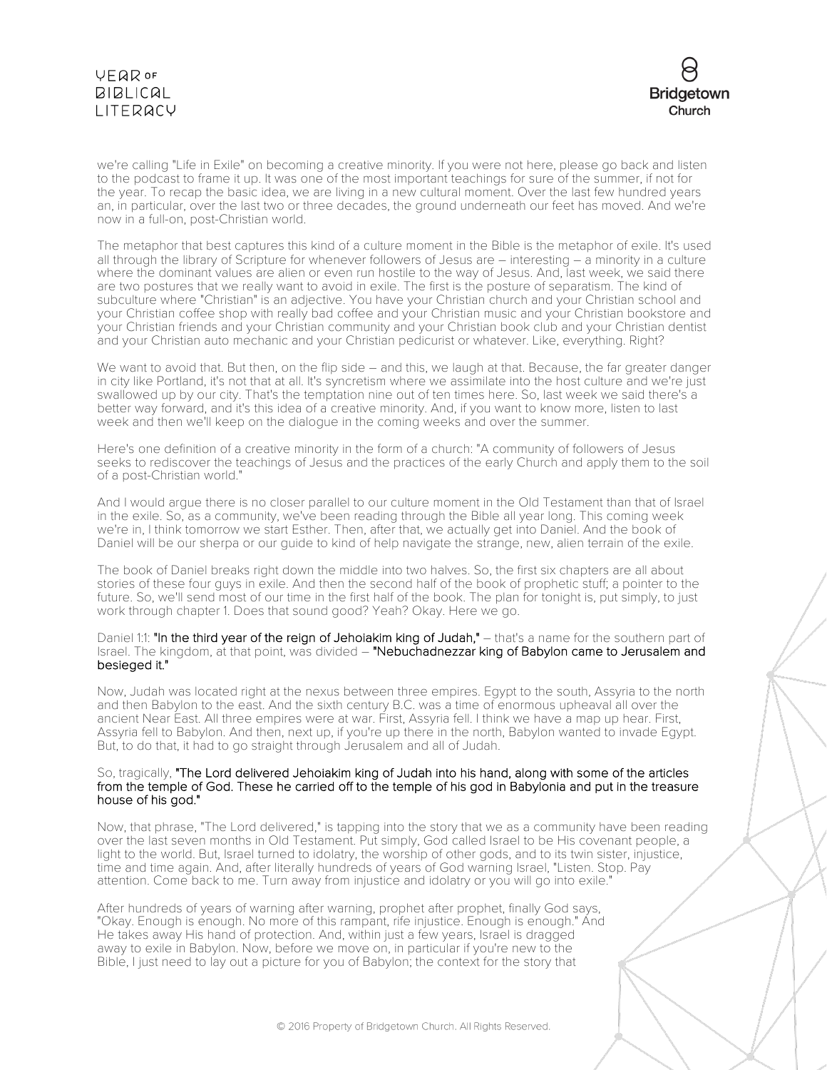we're calling "Life in Exile" on becoming a creative minority. If you were not here, please go back and listen to the podcast to frame it up. It was one of the most important teachings for sure of the summer, if not for the year. To recap the basic idea, we are living in a new cultural moment. Over the last few hundred years an, in particular, over the last two or three decades, the ground underneath our feet has moved. And we're now in a full-on, post-Christian world.

The metaphor that best captures this kind of a culture moment in the Bible is the metaphor of exile. It's used all through the library of Scripture for whenever followers of Jesus are – interesting – a minority in a culture where the dominant values are alien or even run hostile to the way of Jesus. And, last week, we said there are two postures that we really want to avoid in exile. The first is the posture of separatism. The kind of subculture where "Christian" is an adjective. You have your Christian church and your Christian school and your Christian coffee shop with really bad coffee and your Christian music and your Christian bookstore and your Christian friends and your Christian community and your Christian book club and your Christian dentist and your Christian auto mechanic and your Christian pedicurist or whatever. Like, everything. Right?

We want to avoid that. But then, on the flip side – and this, we laugh at that. Because, the far greater danger in city like Portland, it's not that at all. It's syncretism where we assimilate into the host culture and we're just swallowed up by our city. That's the temptation nine out of ten times here. So, last week we said there's a better way forward, and it's this idea of a creative minority. And, if you want to know more, listen to last week and then we'll keep on the dialogue in the coming weeks and over the summer.

Here's one definition of a creative minority in the form of a church: "A community of followers of Jesus seeks to rediscover the teachings of Jesus and the practices of the early Church and apply them to the soil of a post-Christian world."

And I would argue there is no closer parallel to our culture moment in the Old Testament than that of Israel in the exile. So, as a community, we've been reading through the Bible all year long. This coming week we're in, I think tomorrow we start Esther. Then, after that, we actually get into Daniel. And the book of Daniel will be our sherpa or our guide to kind of help navigate the strange, new, alien terrain of the exile.

The book of Daniel breaks right down the middle into two halves. So, the first six chapters are all about stories of these four guys in exile. And then the second half of the book of prophetic stuff; a pointer to the future. So, we'll send most of our time in the first half of the book. The plan for tonight is, put simply, to just work through chapter 1. Does that sound good? Yeah? Okay. Here we go.

Daniel 1:1: **"In the third year of the reign of Jehoiakim king of Judah,"** – that's a name for the southern part of Israel. The kingdom, at that point, was divided – **"Nebuchadnezzar king of Babylon came to Jerusalem and besieged it."**

Now, Judah was located right at the nexus between three empires. Egypt to the south, Assyria to the north and then Babylon to the east. And the sixth century B.C. was a time of enormous upheaval all over the ancient Near East. All three empires were at war. First, Assyria fell. I think we have a map up hear. First, Assyria fell to Babylon. And then, next up, if you're up there in the north, Babylon wanted to invade Egypt. But, to do that, it had to go straight through Jerusalem and all of Judah.

So, tragically, **"The Lord delivered Jehoiakim king of Judah into his hand, along with some of the articles from the temple of God. These he carried off to the temple of his god in Babylonia and put in the treasure house of his god."**

Now, that phrase, "The Lord delivered," is tapping into the story that we as a community have been reading over the last seven months in Old Testament. Put simply, God called Israel to be His covenant people, a light to the world. But, Israel turned to idolatry, the worship of other gods, and to its twin sister, injustice, time and time again. And, after literally hundreds of years of God warning Israel, "Listen. Stop. Pay attention. Come back to me. Turn away from injustice and idolatry or you will go into exile."

After hundreds of years of warning after warning, prophet after prophet, finally God says, "Okay. Enough is enough. No more of this rampant, rife injustice. Enough is enough." And He takes away His hand of protection. And, within just a few years, Israel is dragged away to exile in Babylon. Now, before we move on, in particular if you're new to the Bible, I just need to lay out a picture for you of Babylon; the context for the story that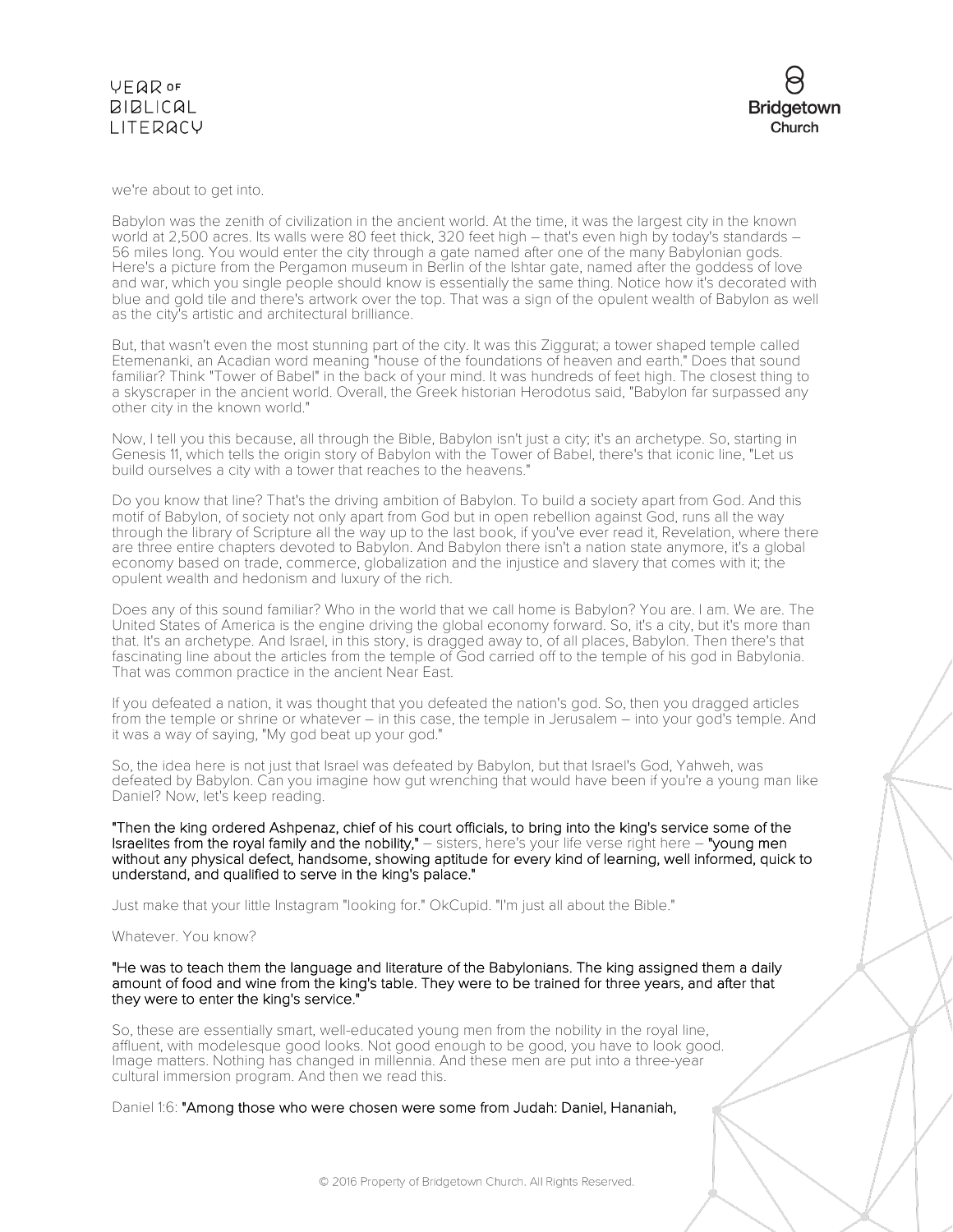we're about to get into.

Babylon was the zenith of civilization in the ancient world. At the time, it was the largest city in the known world at 2,500 acres. Its walls were 80 feet thick, 320 feet high – that's even high by today's standards – 56 miles long. You would enter the city through a gate named after one of the many Babylonian gods. Here's a picture from the Pergamon museum in Berlin of the Ishtar gate, named after the goddess of love and war, which you single people should know is essentially the same thing. Notice how it's decorated with blue and gold tile and there's artwork over the top. That was a sign of the opulent wealth of Babylon as well as the city's artistic and architectural brilliance.

But, that wasn't even the most stunning part of the city. It was this Ziggurat; a tower shaped temple called Etemenanki, an Acadian word meaning "house of the foundations of heaven and earth." Does that sound familiar? Think "Tower of Babel" in the back of your mind. It was hundreds of feet high. The closest thing to a skyscraper in the ancient world. Overall, the Greek historian Herodotus said, "Babylon far surpassed any other city in the known world."

Now, I tell you this because, all through the Bible, Babylon isn't just a city; it's an archetype. So, starting in Genesis 11, which tells the origin story of Babylon with the Tower of Babel, there's that iconic line, "Let us build ourselves a city with a tower that reaches to the heavens."

Do you know that line? That's the driving ambition of Babylon. To build a society apart from God. And this motif of Babylon, of society not only apart from God but in open rebellion against God, runs all the way through the library of Scripture all the way up to the last book, if you've ever read it, Revelation, where there are three entire chapters devoted to Babylon. And Babylon there isn't a nation state anymore, it's a global economy based on trade, commerce, globalization and the injustice and slavery that comes with it; the opulent wealth and hedonism and luxury of the rich.

Does any of this sound familiar? Who in the world that we call home is Babylon? You are. I am. We are. The United States of America is the engine driving the global economy forward. So, it's a city, but it's more than that. It's an archetype. And Israel, in this story, is dragged away to, of all places, Babylon. Then there's that fascinating line about the articles from the temple of God carried off to the temple of his god in Babylonia. That was common practice in the ancient Near East.

If you defeated a nation, it was thought that you defeated the nation's god. So, then you dragged articles from the temple or shrine or whatever – in this case, the temple in Jerusalem – into your god's temple. And it was a way of saying, "My god beat up your god."

So, the idea here is not just that Israel was defeated by Babylon, but that Israel's God, Yahweh, was defeated by Babylon. Can you imagine how gut wrenching that would have been if you're a young man like Daniel? Now, let's keep reading.

**"Then the king ordered Ashpenaz, chief of his court officials, to bring into the king's service some of the Israelites from the royal family and the nobility,"** – sisters, here's your life verse right here – **"young men without any physical defect, handsome, showing aptitude for every kind of learning, well informed, quick to understand, and qualified to serve in the king's palace."**

Just make that your little Instagram "looking for." OkCupid. "I'm just all about the Bible."

Whatever. You know?

**"He was to teach them the language and literature of the Babylonians. The king assigned them a daily amount of food and wine from the king's table. They were to be trained for three years, and after that they were to enter the king's service."**

So, these are essentially smart, well-educated young men from the nobility in the royal line, affluent, with modelesque good looks. Not good enough to be good, you have to look good. Image matters. Nothing has changed in millennia. And these men are put into a three-year cultural immersion program. And then we read this.

Daniel 1:6: **"Among those who were chosen were some from Judah: Daniel, Hananiah,**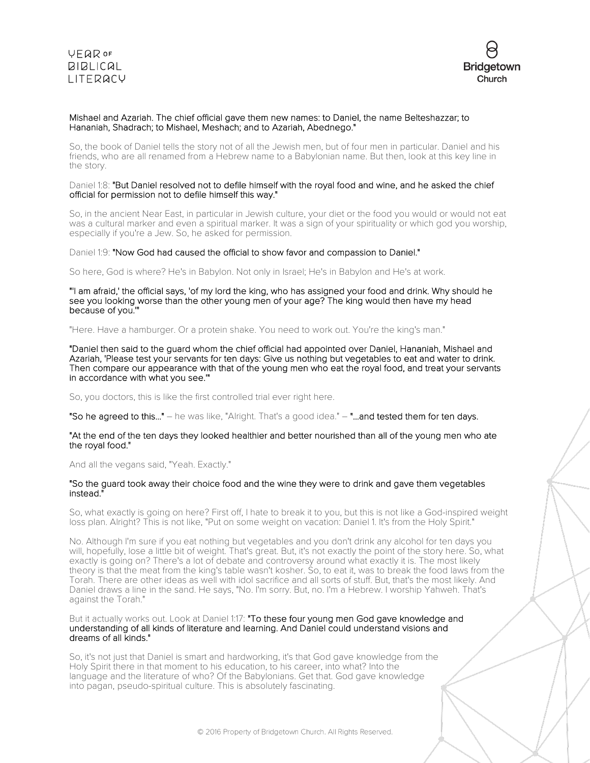Mishael and Azariah. The chief official gave them new names: to Daniel, the name Belteshazzar; to Hananiah, Shadrach; to Mishael, Meshach; and to Azariah, Abednego."

So, the book of Daniel tells the story not of all the Jewish men, but of four men in particular. Daniel and his friends, who are all renamed from a Hebrew name to a Babylonian name. But then, look at this key line in the story.

Daniel 1:8: **"But Daniel resolved not to defile himself with the royal food and wine, and he asked the chief official for permission not to defile himself this way."**

So, in the ancient Near East, in particular in Jewish culture, your diet or the food you would or would not eat was a cultural marker and even a spiritual marker. It was a sign of your spirituality or which god you worship, especially if you're a Jew. So, he asked for permission.

Daniel 1:9: **"Now God had caused the official to show favor and compassion to Daniel."**

So here, God is where? He's in Babylon. Not only in Israel; He's in Babylon and He's at work.

**"'I am afraid,' the official says, 'of my lord the king, who has assigned your food and drink. Why should he see you looking worse than the other young men of your age? The king would then have my head because of you.'"**

"Here. Have a hamburger. Or a protein shake. You need to work out. You're the king's man."

**"Daniel then said to the guard whom the chief official had appointed over Daniel, Hananiah, Mishael and Azariah, 'Please test your servants for ten days: Give us nothing but vegetables to eat and water to drink. Then compare our appearance with that of the young men who eat the royal food, and treat your servants in accordance with what you see.'"**

So, you doctors, this is like the first controlled trial ever right here.

**"So he agreed to this..."** – he was like, "Alright. That's a good idea." – **"...and tested them for ten days.**

**"At the end of the ten days they looked healthier and better nourished than all of the young men who ate the royal food."**

And all the vegans said, "Yeah. Exactly."

**"So the guard took away their choice food and the wine they were to drink and gave them vegetables instead."**

So, what exactly is going on here? First off, I hate to break it to you, but this is not like a God-inspired weight loss plan. Alright? This is not like, "Put on some weight on vacation: Daniel 1. It's from the Holy Spirit."

No. Although I'm sure if you eat nothing but vegetables and you don't drink any alcohol for ten days you will, hopefully, lose a little bit of weight. That's great. But, it's not exactly the point of the story here. So, what exactly is going on? There's a lot of debate and controversy around what exactly it is. The most likely theory is that the meat from the king's table wasn't kosher. So, to eat it, was to break the food laws from the Torah. There are other ideas as well with idol sacrifice and all sorts of stuff. But, that's the most likely. And Daniel draws a line in the sand. He says, "No. I'm sorry. But, no. I'm a Hebrew. I worship Yahweh. That's against the Torah."

But it actually works out. Look at Daniel 1:17: **"To these four young men God gave knowledge and understanding of all kinds of literature and learning. And Daniel could understand visions and dreams of all kinds."**

So, it's not just that Daniel is smart and hardworking, it's that God gave knowledge from the Holy Spirit there in that moment to his education, to his career, into what? Into the language and the literature of who? Of the Babylonians. Get that. God gave knowledge into pagan, pseudo-spiritual culture. This is absolutely fascinating.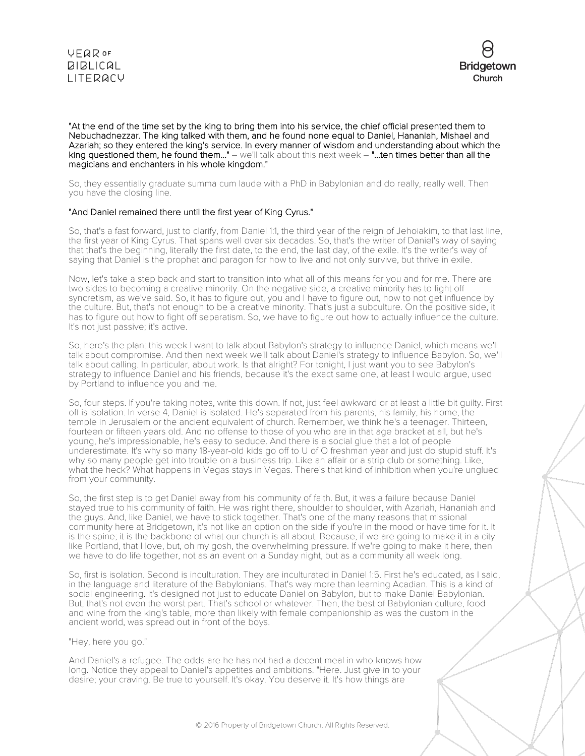**"At the end of the time set by the king to bring them into his service, the chief official presented them to Nebuchadnezzar. The king talked with them, and he found none equal to Daniel, Hananiah, Mishael and Azariah; so they entered the king's service. In every manner of wisdom and understanding about which the king questioned them, he found them..."** – we'll talk about this next week – **"...ten times better than all the magicians and enchanters in his whole kingdom."**

So, they essentially graduate summa cum laude with a PhD in Babylonian and do really, really well. Then you have the closing line.

**"And Daniel remained there until the first year of King Cyrus."**

So, that's a fast forward, just to clarify, from Daniel 1:1, the third year of the reign of Jehoiakim, to that last line, the first year of King Cyrus. That spans well over six decades. So, that's the writer of Daniel's way of saying that that's the beginning, literally the first date, to the end, the last day, of the exile. It's the writer's way of saying that Daniel is the prophet and paragon for how to live and not only survive, but thrive in exile.

Now, let's take a step back and start to transition into what all of this means for you and for me. There are two sides to becoming a creative minority. On the negative side, a creative minority has to fight off syncretism, as we've said. So, it has to figure out, you and I have to figure out, how to not get influence by the culture. But, that's not enough to be a creative minority. That's just a subculture. On the positive side, it has to figure out how to fight off separatism. So, we have to figure out how to actually influence the culture. It's not just passive; it's active.

So, here's the plan: this week I want to talk about Babylon's strategy to influence Daniel, which means we'll talk about compromise. And then next week we'll talk about Daniel's strategy to influence Babylon. So, we'll talk about calling. In particular, about work. Is that alright? For tonight, I just want you to see Babylon's strategy to influence Daniel and his friends, because it's the exact same one, at least I would argue, used by Portland to influence you and me.

So, four steps. If you're taking notes, write this down. If not, just feel awkward or at least a little bit guilty. First off is isolation. In verse 4, Daniel is isolated. He's separated from his parents, his family, his home, the temple in Jerusalem or the ancient equivalent of church. Remember, we think he's a teenager. Thirteen, fourteen or fifteen years old. And no offense to those of you who are in that age bracket at all, but he's young, he's impressionable, he's easy to seduce. And there is a social glue that a lot of people underestimate. It's why so many 18-year-old kids go off to U of O freshman year and just do stupid stuff. It's why so many people get into trouble on a business trip. Like an affair or a strip club or something. Like, what the heck? What happens in Vegas stays in Vegas. There's that kind of inhibition when you're unglued from your community.

So, the first step is to get Daniel away from his community of faith. But, it was a failure because Daniel stayed true to his community of faith. He was right there, shoulder to shoulder, with Azariah, Hananiah and the guys. And, like Daniel, we have to stick together. That's one of the many reasons that missional community here at Bridgetown, it's not like an option on the side if you're in the mood or have time for it. It is the spine; it is the backbone of what our church is all about. Because, if we are going to make it in a city like Portland, that I love, but, oh my gosh, the overwhelming pressure. If we're going to make it here, then we have to do life together, not as an event on a Sunday night, but as a community all week long.

So, first is isolation. Second is inculturation. They are inculturated in Daniel 1:5. First he's educated, as I said, in the language and literature of the Babylonians. That's way more than learning Acadian. This is a kind of social engineering. It's designed not just to educate Daniel on Babylon, but to make Daniel Babylonian. But, that's not even the worst part. That's school or whatever. Then, the best of Babylonian culture, food and wine from the king's table, more than likely with female companionship as was the custom in the ancient world, was spread out in front of the boys.

"Hey, here you go."

And Daniel's a refugee. The odds are he has not had a decent meal in who knows how long. Notice they appeal to Daniel's appetites and ambitions. "Here. Just give in to your desire; your craving. Be true to yourself. It's okay. You deserve it. It's how things are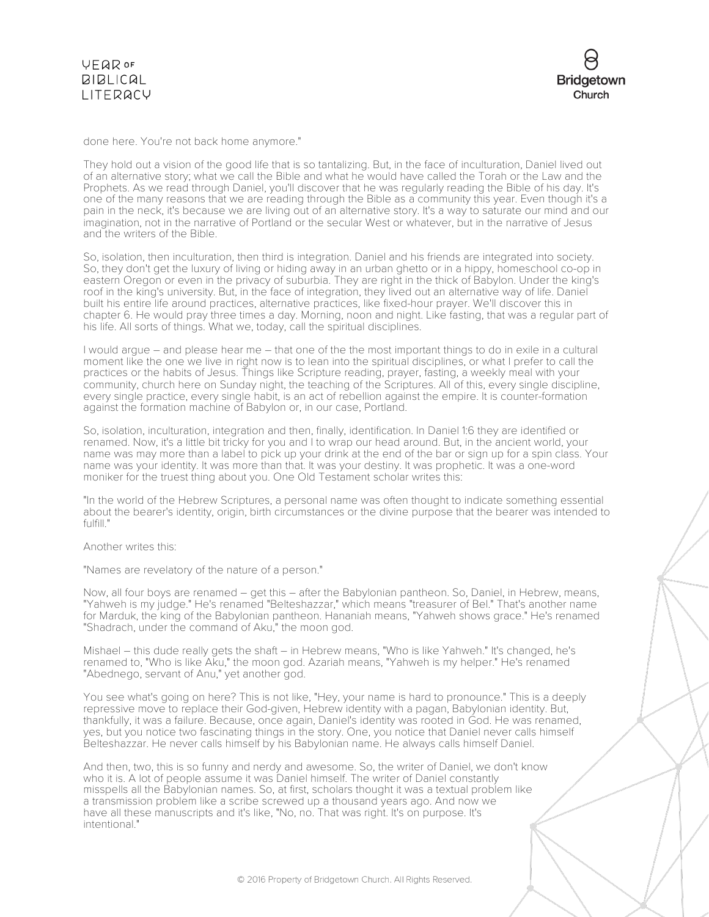done here. You're not back home anymore."

They hold out a vision of the good life that is so tantalizing. But, in the face of inculturation, Daniel lived out of an alternative story; what we call the Bible and what he would have called the Torah or the Law and the Prophets. As we read through Daniel, you'll discover that he was regularly reading the Bible of his day. It's one of the many reasons that we are reading through the Bible as a community this year. Even though it's a pain in the neck, it's because we are living out of an alternative story. It's a way to saturate our mind and our imagination, not in the narrative of Portland or the secular West or whatever, but in the narrative of Jesus and the writers of the Bible.

So, isolation, then inculturation, then third is integration. Daniel and his friends are integrated into society. So, they don't get the luxury of living or hiding away in an urban ghetto or in a hippy, homeschool co-op in eastern Oregon or even in the privacy of suburbia. They are right in the thick of Babylon. Under the king's roof in the king's university. But, in the face of integration, they lived out an alternative way of life. Daniel built his entire life around practices, alternative practices, like fixed-hour prayer. We'll discover this in chapter 6. He would pray three times a day. Morning, noon and night. Like fasting, that was a regular part of his life. All sorts of things. What we, today, call the spiritual disciplines.

I would argue – and please hear me – that one of the the most important things to do in exile in a cultural moment like the one we live in right now is to lean into the spiritual disciplines, or what I prefer to call the practices or the habits of Jesus. Things like Scripture reading, prayer, fasting, a weekly meal with your community, church here on Sunday night, the teaching of the Scriptures. All of this, every single discipline, every single practice, every single habit, is an act of rebellion against the empire. It is counter-formation against the formation machine of Babylon or, in our case, Portland.

So, isolation, inculturation, integration and then, finally, identification. In Daniel 1:6 they are identified or renamed. Now, it's a little bit tricky for you and I to wrap our head around. But, in the ancient world, your name was may more than a label to pick up your drink at the end of the bar or sign up for a spin class. Your name was your identity. It was more than that. It was your destiny. It was prophetic. It was a one-word moniker for the truest thing about you. One Old Testament scholar writes this:

"In the world of the Hebrew Scriptures, a personal name was often thought to indicate something essential about the bearer's identity, origin, birth circumstances or the divine purpose that the bearer was intended to fulfill."

Another writes this:

"Names are revelatory of the nature of a person."

Now, all four boys are renamed – get this – after the Babylonian pantheon. So, Daniel, in Hebrew, means, "Yahweh is my judge." He's renamed "Belteshazzar," which means "treasurer of Bel." That's another name for Marduk, the king of the Babylonian pantheon. Hananiah means, "Yahweh shows grace." He's renamed "Shadrach, under the command of Aku," the moon god.

Mishael – this dude really gets the shaft – in Hebrew means, "Who is like Yahweh." It's changed, he's renamed to, "Who is like Aku," the moon god. Azariah means, "Yahweh is my helper." He's renamed "Abednego, servant of Anu," yet another god.

You see what's going on here? This is not like, "Hey, your name is hard to pronounce." This is a deeply repressive move to replace their God-given, Hebrew identity with a pagan, Babylonian identity. But, thankfully, it was a failure. Because, once again, Daniel's identity was rooted in God. He was renamed, yes, but you notice two fascinating things in the story. One, you notice that Daniel never calls himself Belteshazzar. He never calls himself by his Babylonian name. He always calls himself Daniel.

And then, two, this is so funny and nerdy and awesome. So, the writer of Daniel, we don't know who it is. A lot of people assume it was Daniel himself. The writer of Daniel constantly misspells all the Babylonian names. So, at first, scholars thought it was a textual problem like a transmission problem like a scribe screwed up a thousand years ago. And now we have all these manuscripts and it's like, "No, no. That was right. It's on purpose. It's intentional."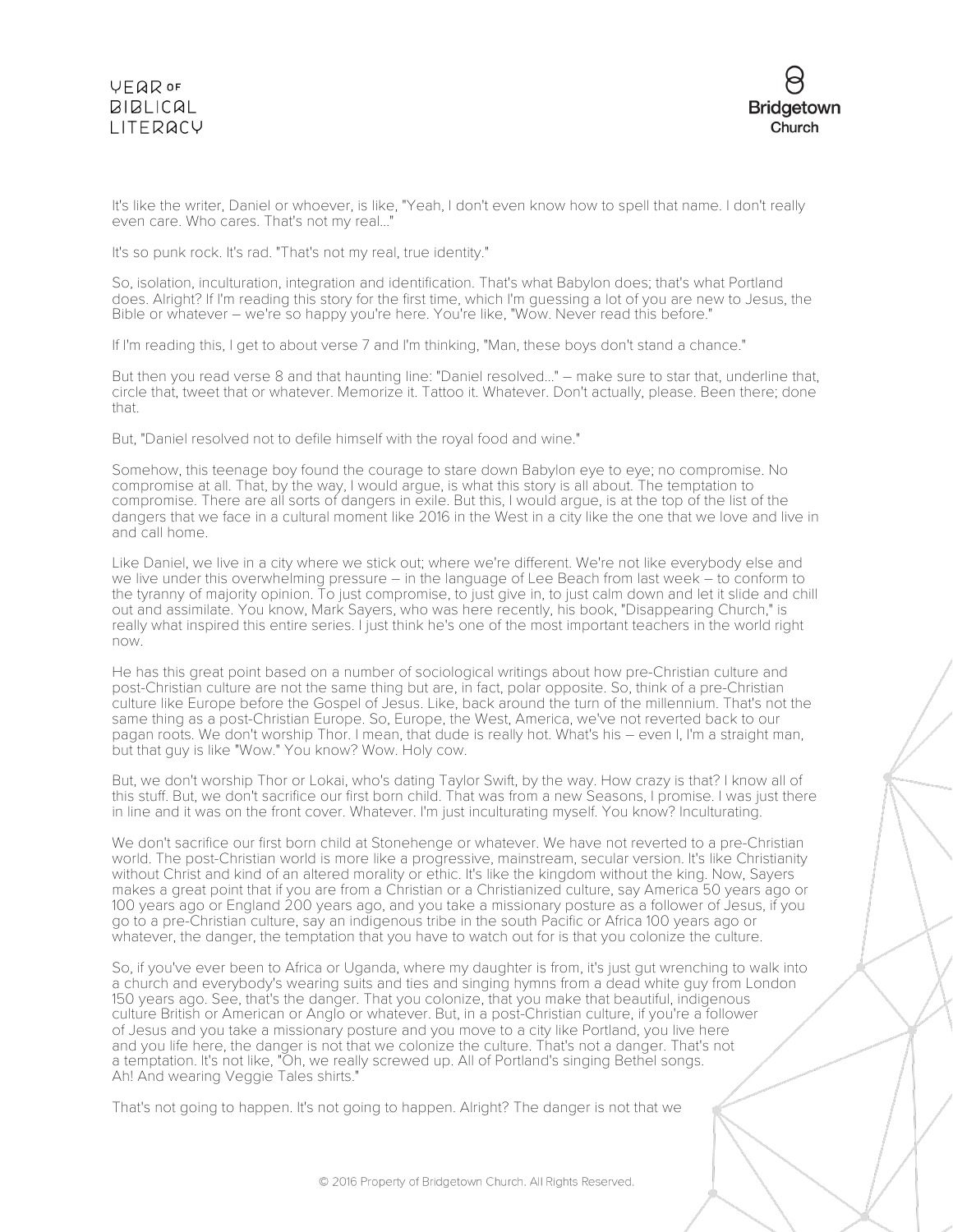It's like the writer, Daniel or whoever, is like, "Yeah, I don't even know how to spell that name. I don't really even care. Who cares. That's not my real..."

It's so punk rock. It's rad. "That's not my real, true identity."

So, isolation, inculturation, integration and identification. That's what Babylon does; that's what Portland does. Alright? If I'm reading this story for the first time, which I'm guessing a lot of you are new to Jesus, the Bible or whatever – we're so happy you're here. You're like, "Wow. Never read this before."

If I'm reading this, I get to about verse 7 and I'm thinking, "Man, these boys don't stand a chance."

But then you read verse 8 and that haunting line: "Daniel resolved..." – make sure to star that, underline that, circle that, tweet that or whatever. Memorize it. Tattoo it. Whatever. Don't actually, please. Been there; done that.

But, "Daniel resolved not to defile himself with the royal food and wine."

Somehow, this teenage boy found the courage to stare down Babylon eye to eye; no compromise. No compromise at all. That, by the way, I would argue, is what this story is all about. The temptation to compromise. There are all sorts of dangers in exile. But this, I would argue, is at the top of the list of the dangers that we face in a cultural moment like 2016 in the West in a city like the one that we love and live in and call home.

Like Daniel, we live in a city where we stick out; where we're different. We're not like everybody else and we live under this overwhelming pressure – in the language of Lee Beach from last week – to conform to the tyranny of majority opinion. To just compromise, to just give in, to just calm down and let it slide and chill out and assimilate. You know, Mark Sayers, who was here recently, his book, "Disappearing Church," is really what inspired this entire series. I just think he's one of the most important teachers in the world right now.

He has this great point based on a number of sociological writings about how pre-Christian culture and post-Christian culture are not the same thing but are, in fact, polar opposite. So, think of a pre-Christian culture like Europe before the Gospel of Jesus. Like, back around the turn of the millennium. That's not the same thing as a post-Christian Europe. So, Europe, the West, America, we've not reverted back to our pagan roots. We don't worship Thor. I mean, that dude is really hot. What's his – even I, I'm a straight man, but that guy is like "Wow." You know? Wow. Holy cow.

But, we don't worship Thor or Lokai, who's dating Taylor Swift, by the way. How crazy is that? I know all of this stuff. But, we don't sacrifice our first born child. That was from a new Seasons, I promise. I was just there in line and it was on the front cover. Whatever. I'm just inculturating myself. You know? Inculturating.

We don't sacrifice our first born child at Stonehenge or whatever. We have not reverted to a pre-Christian world. The post-Christian world is more like a progressive, mainstream, secular version. It's like Christianity without Christ and kind of an altered morality or ethic. It's like the kingdom without the king. Now, Sayers makes a great point that if you are from a Christian or a Christianized culture, say America 50 years ago or 100 years ago or England 200 years ago, and you take a missionary posture as a follower of Jesus, if you go to a pre-Christian culture, say an indigenous tribe in the south Pacific or Africa 100 years ago or whatever, the danger, the temptation that you have to watch out for is that you colonize the culture.

So, if you've ever been to Africa or Uganda, where my daughter is from, it's just gut wrenching to walk into a church and everybody's wearing suits and ties and singing hymns from a dead white guy from London 150 years ago. See, that's the danger. That you colonize, that you make that beautiful, indigenous culture British or American or Anglo or whatever. But, in a post-Christian culture, if you're a follower of Jesus and you take a missionary posture and you move to a city like Portland, you live here and you life here, the danger is not that we colonize the culture. That's not a danger. That's not a temptation. It's not like, "Oh, we really screwed up. All of Portland's singing Bethel songs. Ah! And wearing Veggie Tales shirts."

That's not going to happen. It's not going to happen. Alright? The danger is not that we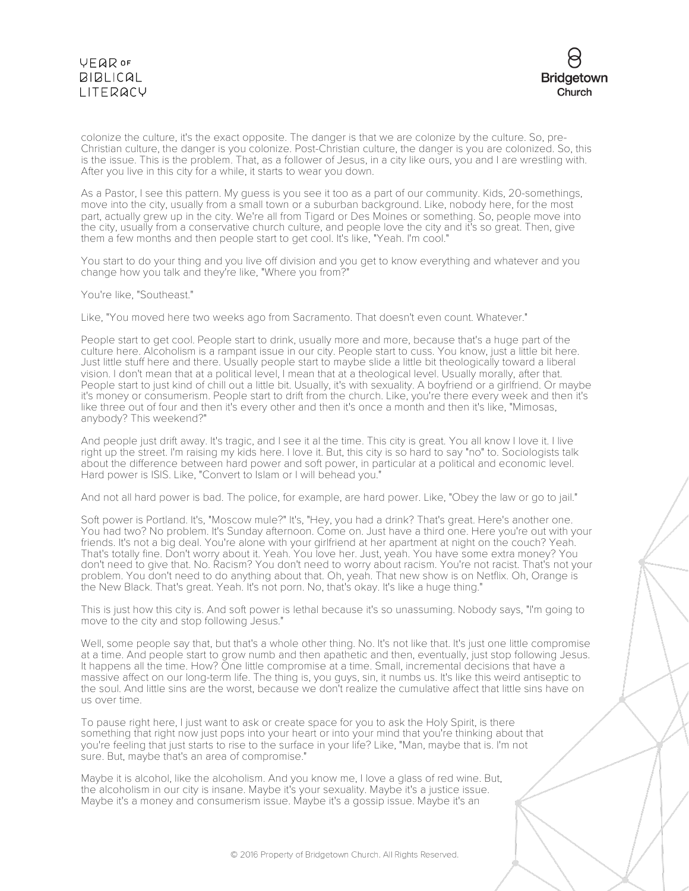colonize the culture, it's the exact opposite. The danger is that we are colonize by the culture. So, pre-Christian culture, the danger is you colonize. Post-Christian culture, the danger is you are colonized. So, this is the issue. This is the problem. That, as a follower of Jesus, in a city like ours, you and I are wrestling with. After you live in this city for a while, it starts to wear you down.

As a Pastor, I see this pattern. My guess is you see it too as a part of our community. Kids, 20-somethings, move into the city, usually from a small town or a suburban background. Like, nobody here, for the most part, actually grew up in the city. We're all from Tigard or Des Moines or something. So, people move into the city, usually from a conservative church culture, and people love the city and it's so great. Then, give them a few months and then people start to get cool. It's like, "Yeah. I'm cool."

You start to do your thing and you live off division and you get to know everything and whatever and you change how you talk and they're like, "Where you from?"

You're like, "Southeast."

Like, "You moved here two weeks ago from Sacramento. That doesn't even count. Whatever."

People start to get cool. People start to drink, usually more and more, because that's a huge part of the culture here. Alcoholism is a rampant issue in our city. People start to cuss. You know, just a little bit here. Just little stuff here and there. Usually people start to maybe slide a little bit theologically toward a liberal vision. I don't mean that at a political level, I mean that at a theological level. Usually morally, after that. People start to just kind of chill out a little bit. Usually, it's with sexuality. A boyfriend or a girlfriend. Or maybe it's money or consumerism. People start to drift from the church. Like, you're there every week and then it's like three out of four and then it's every other and then it's once a month and then it's like, "Mimosas, anybody? This weekend?"

And people just drift away. It's tragic, and I see it al the time. This city is great. You all know I love it. I live right up the street. I'm raising my kids here. I love it. But, this city is so hard to say "no" to. Sociologists talk about the difference between hard power and soft power, in particular at a political and economic level. Hard power is ISIS. Like, "Convert to Islam or I will behead you."

And not all hard power is bad. The police, for example, are hard power. Like, "Obey the law or go to jail."

Soft power is Portland. It's, "Moscow mule?" It's, "Hey, you had a drink? That's great. Here's another one. You had two? No problem. It's Sunday afternoon. Come on. Just have a third one. Here you're out with your friends. It's not a big deal. You're alone with your girlfriend at her apartment at night on the couch? Yeah. That's totally fine. Don't worry about it. Yeah. You love her. Just, yeah. You have some extra money? You don't need to give that. No. Racism? You don't need to worry about racism. You're not racist. That's not your problem. You don't need to do anything about that. Oh, yeah. That new show is on Netflix. Oh, Orange is the New Black. That's great. Yeah. It's not porn. No, that's okay. It's like a huge thing."

This is just how this city is. And soft power is lethal because it's so unassuming. Nobody says, "I'm going to move to the city and stop following Jesus."

Well, some people say that, but that's a whole other thing. No. It's not like that. It's just one little compromise at a time. And people start to grow numb and then apathetic and then, eventually, just stop following Jesus. It happens all the time. How? One little compromise at a time. Small, incremental decisions that have a massive affect on our long-term life. The thing is, you guys, sin, it numbs us. It's like this weird antiseptic to the soul. And little sins are the worst, because we don't realize the cumulative affect that little sins have on us over time.

To pause right here, I just want to ask or create space for you to ask the Holy Spirit, is there something that right now just pops into your heart or into your mind that you're thinking about that you're feeling that just starts to rise to the surface in your life? Like, "Man, maybe that is. I'm not sure. But, maybe that's an area of compromise."

Maybe it is alcohol, like the alcoholism. And you know me, I love a glass of red wine. But, the alcoholism in our city is insane. Maybe it's your sexuality. Maybe it's a justice issue. Maybe it's a money and consumerism issue. Maybe it's a gossip issue. Maybe it's an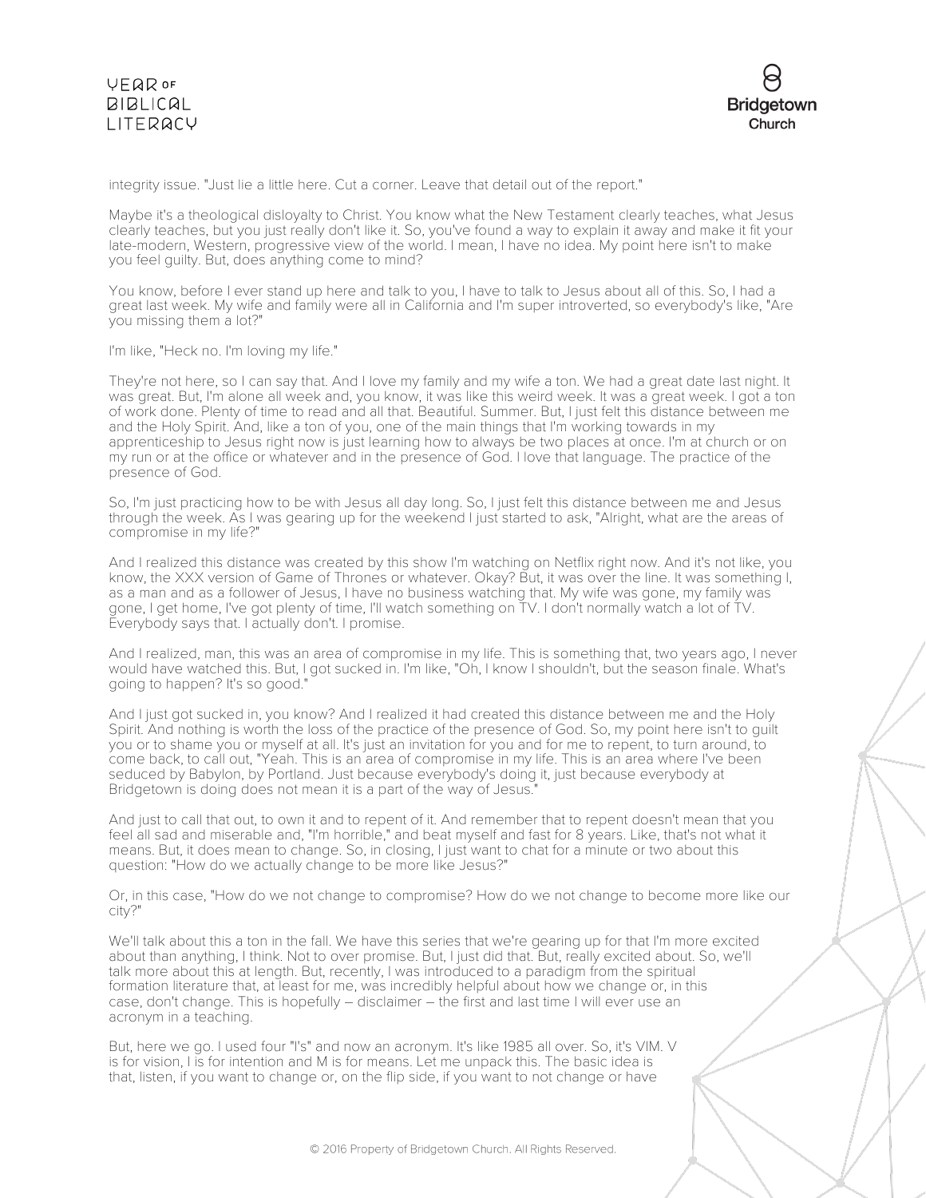integrity issue. "Just lie a little here. Cut a corner. Leave that detail out of the report."

Maybe it's a theological disloyalty to Christ. You know what the New Testament clearly teaches, what Jesus clearly teaches, but you just really don't like it. So, you've found a way to explain it away and make it fit your late-modern, Western, progressive view of the world. I mean, I have no idea. My point here isn't to make you feel guilty. But, does anything come to mind?

You know, before I ever stand up here and talk to you, I have to talk to Jesus about all of this. So, I had a great last week. My wife and family were all in California and I'm super introverted, so everybody's like, "Are you missing them a lot?"

I'm like, "Heck no. I'm loving my life."

They're not here, so I can say that. And I love my family and my wife a ton. We had a great date last night. It was great. But, I'm alone all week and, you know, it was like this weird week. It was a great week. I got a ton of work done. Plenty of time to read and all that. Beautiful. Summer. But, I just felt this distance between me and the Holy Spirit. And, like a ton of you, one of the main things that I'm working towards in my apprenticeship to Jesus right now is just learning how to always be two places at once. I'm at church or on my run or at the office or whatever and in the presence of God. I love that language. The practice of the presence of God.

So, I'm just practicing how to be with Jesus all day long. So, I just felt this distance between me and Jesus through the week. As I was gearing up for the weekend I just started to ask, "Alright, what are the areas of compromise in my life?"

And I realized this distance was created by this show I'm watching on Netflix right now. And it's not like, you know, the XXX version of Game of Thrones or whatever. Okay? But, it was over the line. It was something I, as a man and as a follower of Jesus, I have no business watching that. My wife was gone, my family was gone, I get home, I've got plenty of time, I'll watch something on TV. I don't normally watch a lot of TV. Everybody says that. I actually don't. I promise.

And I realized, man, this was an area of compromise in my life. This is something that, two years ago, I never would have watched this. But, I got sucked in. I'm like, "Oh, I know I shouldn't, but the season finale. What's going to happen? It's so good."

And I just got sucked in, you know? And I realized it had created this distance between me and the Holy Spirit. And nothing is worth the loss of the practice of the presence of God. So, my point here isn't to guilt you or to shame you or myself at all. It's just an invitation for you and for me to repent, to turn around, to come back, to call out, "Yeah. This is an area of compromise in my life. This is an area where I've been seduced by Babylon, by Portland. Just because everybody's doing it, just because everybody at Bridgetown is doing does not mean it is a part of the way of Jesus."

And just to call that out, to own it and to repent of it. And remember that to repent doesn't mean that you feel all sad and miserable and, "I'm horrible," and beat myself and fast for 8 years. Like, that's not what it means. But, it does mean to change. So, in closing, I just want to chat for a minute or two about this question: "How do we actually change to be more like Jesus?"

Or, in this case, "How do we not change to compromise? How do we not change to become more like our city?"

We'll talk about this a ton in the fall. We have this series that we're gearing up for that I'm more excited about than anything, I think. Not to over promise. But, I just did that. But, really excited about. So, we'll talk more about this at length. But, recently, I was introduced to a paradigm from the spiritual formation literature that, at least for me, was incredibly helpful about how we change or, in this case, don't change. This is hopefully – disclaimer – the first and last time I will ever use an acronym in a teaching.

But, here we go. I used four "I's" and now an acronym. It's like 1985 all over. So, it's VIM. V is for vision, I is for intention and M is for means. Let me unpack this. The basic idea is that, listen, if you want to change or, on the flip side, if you want to not change or have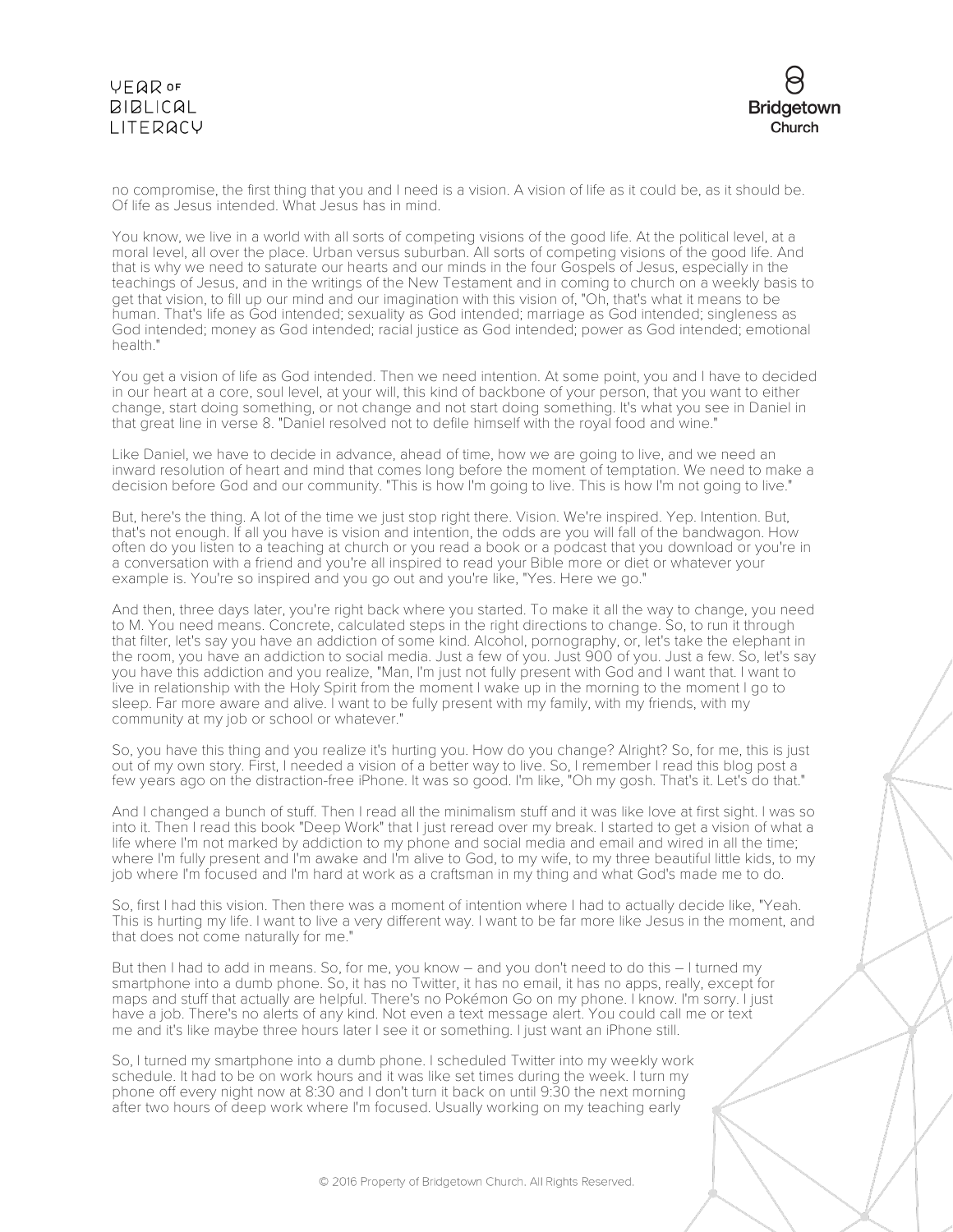no compromise, the first thing that you and I need is a vision. A vision of life as it could be, as it should be. Of life as Jesus intended. What Jesus has in mind.

You know, we live in a world with all sorts of competing visions of the good life. At the political level, at a moral level, all over the place. Urban versus suburban. All sorts of competing visions of the good life. And that is why we need to saturate our hearts and our minds in the four Gospels of Jesus, especially in the teachings of Jesus, and in the writings of the New Testament and in coming to church on a weekly basis to get that vision, to fill up our mind and our imagination with this vision of, "Oh, that's what it means to be human. That's life as God intended; sexuality as God intended; marriage as God intended; singleness as God intended; money as God intended; racial justice as God intended; power as God intended; emotional health."

You get a vision of life as God intended. Then we need intention. At some point, you and I have to decided in our heart at a core, soul level, at your will, this kind of backbone of your person, that you want to either change, start doing something, or not change and not start doing something. It's what you see in Daniel in that great line in verse 8. "Daniel resolved not to defile himself with the royal food and wine."

Like Daniel, we have to decide in advance, ahead of time, how we are going to live, and we need an inward resolution of heart and mind that comes long before the moment of temptation. We need to make a decision before God and our community. "This is how I'm going to live. This is how I'm not going to live."

But, here's the thing. A lot of the time we just stop right there. Vision. We're inspired. Yep. Intention. But, that's not enough. If all you have is vision and intention, the odds are you will fall of the bandwagon. How often do you listen to a teaching at church or you read a book or a podcast that you download or you're in a conversation with a friend and you're all inspired to read your Bible more or diet or whatever your example is. You're so inspired and you go out and you're like, "Yes. Here we go."

And then, three days later, you're right back where you started. To make it all the way to change, you need to M. You need means. Concrete, calculated steps in the right directions to change. So, to run it through that filter, let's say you have an addiction of some kind. Alcohol, pornography, or, let's take the elephant in the room, you have an addiction to social media. Just a few of you. Just 900 of you. Just a few. So, let's say you have this addiction and you realize, "Man, I'm just not fully present with God and I want that. I want to live in relationship with the Holy Spirit from the moment I wake up in the morning to the moment I go to sleep. Far more aware and alive. I want to be fully present with my family, with my friends, with my community at my job or school or whatever."

So, you have this thing and you realize it's hurting you. How do you change? Alright? So, for me, this is just out of my own story. First, I needed a vision of a better way to live. So, I remember I read this blog post a few years ago on the distraction-free iPhone. It was so good. I'm like, "Oh my gosh. That's it. Let's do that."

And I changed a bunch of stuff. Then I read all the minimalism stuff and it was like love at first sight. I was so into it. Then I read this book "Deep Work" that I just reread over my break. I started to get a vision of what a life where I'm not marked by addiction to my phone and social media and email and wired in all the time; where I'm fully present and I'm awake and I'm alive to God, to my wife, to my three beautiful little kids, to my job where I'm focused and I'm hard at work as a craftsman in my thing and what God's made me to do.

So, first I had this vision. Then there was a moment of intention where I had to actually decide like, "Yeah. This is hurting my life. I want to live a very different way. I want to be far more like Jesus in the moment, and that does not come naturally for me."

But then I had to add in means. So, for me, you know – and you don't need to do this – I turned my smartphone into a dumb phone. So, it has no Twitter, it has no email, it has no apps, really, except for maps and stuff that actually are helpful. There's no Pokémon Go on my phone. I know. I'm sorry. I just have a job. There's no alerts of any kind. Not even a text message alert. You could call me or text me and it's like maybe three hours later I see it or something. I just want an iPhone still.

So, I turned my smartphone into a dumb phone. I scheduled Twitter into my weekly work schedule. It had to be on work hours and it was like set times during the week. I turn my phone off every night now at 8:30 and I don't turn it back on until 9:30 the next morning after two hours of deep work where I'm focused. Usually working on my teaching early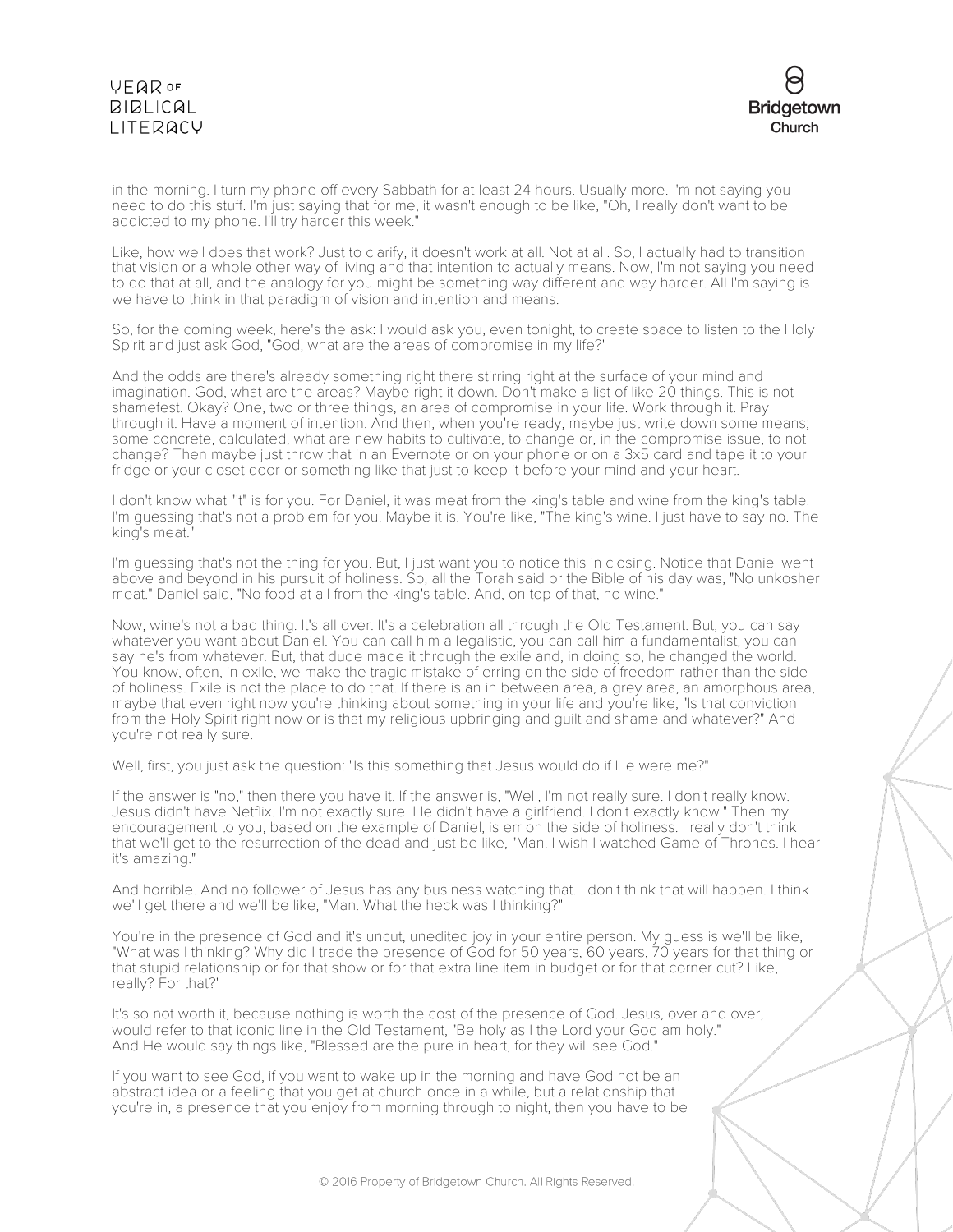in the morning. I turn my phone off every Sabbath for at least 24 hours. Usually more. I'm not saying you need to do this stuff. I'm just saying that for me, it wasn't enough to be like, "Oh, I really don't want to be addicted to my phone. I'll try harder this week."

Like, how well does that work? Just to clarify, it doesn't work at all. Not at all. So, I actually had to transition that vision or a whole other way of living and that intention to actually means. Now, I'm not saying you need to do that at all, and the analogy for you might be something way different and way harder. All I'm saying is we have to think in that paradigm of vision and intention and means.

So, for the coming week, here's the ask: I would ask you, even tonight, to create space to listen to the Holy Spirit and just ask God, "God, what are the areas of compromise in my life?"

And the odds are there's already something right there stirring right at the surface of your mind and imagination. God, what are the areas? Maybe right it down. Don't make a list of like 20 things. This is not shamefest. Okay? One, two or three things, an area of compromise in your life. Work through it. Pray through it. Have a moment of intention. And then, when you're ready, maybe just write down some means; some concrete, calculated, what are new habits to cultivate, to change or, in the compromise issue, to not change? Then maybe just throw that in an Evernote or on your phone or on a 3x5 card and tape it to your fridge or your closet door or something like that just to keep it before your mind and your heart.

I don't know what "it" is for you. For Daniel, it was meat from the king's table and wine from the king's table. I'm guessing that's not a problem for you. Maybe it is. You're like, "The king's wine. I just have to say no. The king's meat."

I'm guessing that's not the thing for you. But, I just want you to notice this in closing. Notice that Daniel went above and beyond in his pursuit of holiness. So, all the Torah said or the Bible of his day was, "No unkosher meat." Daniel said, "No food at all from the king's table. And, on top of that, no wine."

Now, wine's not a bad thing. It's all over. It's a celebration all through the Old Testament. But, you can say whatever you want about Daniel. You can call him a legalistic, you can call him a fundamentalist, you can say he's from whatever. But, that dude made it through the exile and, in doing so, he changed the world. You know, often, in exile, we make the tragic mistake of erring on the side of freedom rather than the side of holiness. Exile is not the place to do that. If there is an in between area, a grey area, an amorphous area, maybe that even right now you're thinking about something in your life and you're like, "Is that conviction from the Holy Spirit right now or is that my religious upbringing and guilt and shame and whatever?" And you're not really sure.

Well, first, you just ask the question: "Is this something that Jesus would do if He were me?"

If the answer is "no," then there you have it. If the answer is, "Well, I'm not really sure. I don't really know. Jesus didn't have Netflix. I'm not exactly sure. He didn't have a girlfriend. I don't exactly know." Then my encouragement to you, based on the example of Daniel, is err on the side of holiness. I really don't think that we'll get to the resurrection of the dead and just be like, "Man. I wish I watched Game of Thrones. I hear it's amazing."

And horrible. And no follower of Jesus has any business watching that. I don't think that will happen. I think we'll get there and we'll be like, "Man. What the heck was I thinking?"

You're in the presence of God and it's uncut, unedited joy in your entire person. My guess is we'll be like, "What was I thinking? Why did I trade the presence of God for 50 years, 60 years, 70 years for that thing or that stupid relationship or for that show or for that extra line item in budget or for that corner cut? Like, really? For that?"

It's so not worth it, because nothing is worth the cost of the presence of God. Jesus, over and over, would refer to that iconic line in the Old Testament, "Be holy as I the Lord your God am holy." And He would say things like, "Blessed are the pure in heart, for they will see God."

If you want to see God, if you want to wake up in the morning and have God not be an abstract idea or a feeling that you get at church once in a while, but a relationship that you're in, a presence that you enjoy from morning through to night, then you have to be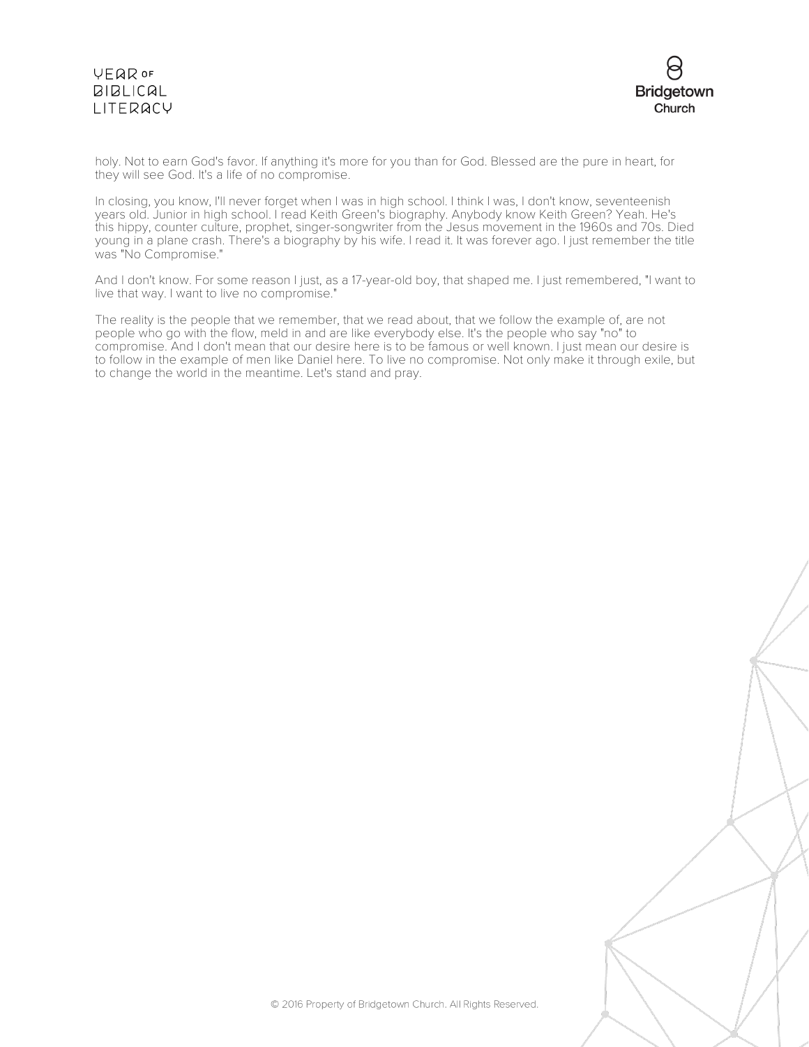holy. Not to earn God's favor. If anything it's more for you than for God. Blessed are the pure in heart, for they will see God. It's a life of no compromise.

In closing, you know, I'll never forget when I was in high school. I think I was, I don't know, seventeenish years old. Junior in high school. I read Keith Green's biography. Anybody know Keith Green? Yeah. He's this hippy, counter culture, prophet, singer-songwriter from the Jesus movement in the 1960s and 70s. Died young in a plane crash. There's a biography by his wife. I read it. It was forever ago. I just remember the title was "No Compromise."

And I don't know. For some reason I just, as a 17-year-old boy, that shaped me. I just remembered, "I want to live that way. I want to live no compromise."

The reality is the people that we remember, that we read about, that we follow the example of, are not people who go with the flow, meld in and are like everybody else. It's the people who say "no" to compromise. And I don't mean that our desire here is to be famous or well known. I just mean our desire is to follow in the example of men like Daniel here. To live no compromise. Not only make it through exile, but to change the world in the meantime. Let's stand and pray.